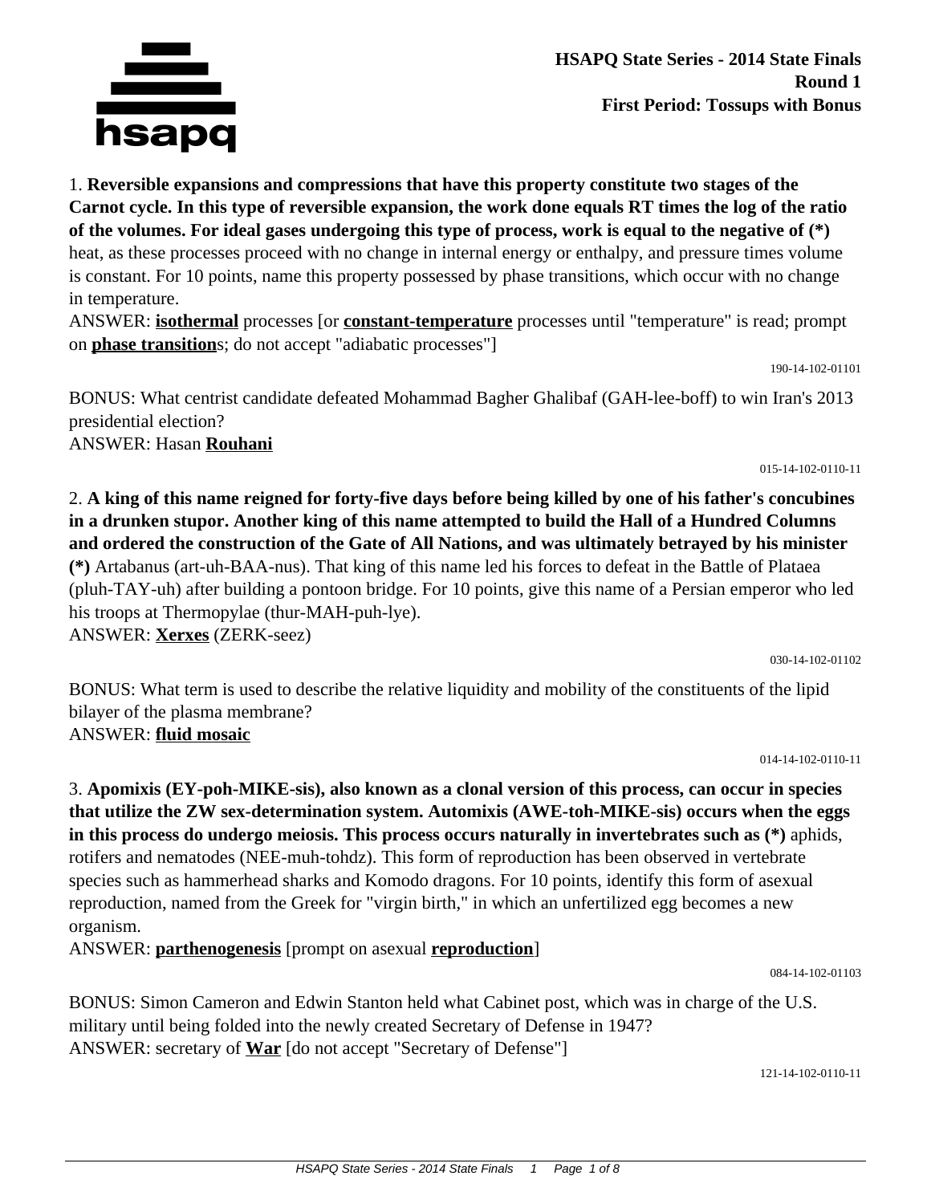**HSAPQ State Series - 2014 State Finals**
**Round 1**
**First Period: Tossups with Bonus**

1. **Reversible expansions and compressions that have this property constitute two stages of the Carnot cycle. In this type of reversible expansion, the work done equals RT times the log of the ratio of the volumes. For ideal gases undergoing this type of process, work is equal to the negative of (*)** heat, as these processes proceed with no change in internal energy or enthalpy, and pressure times volume is constant. For 10 points, name this property possessed by phase transitions, which occur with no change in temperature.
ANSWER: **isothermal** processes [or **constant-temperature** processes until "temperature" is read; prompt on **phase transition**s; do not accept "adiabatic processes"]

190-14-102-01101

BONUS: What centrist candidate defeated Mohammad Bagher Ghalibaf (GAH-lee-boff) to win Iran's 2013 presidential election?
ANSWER: Hasan **Rouhani**

015-14-102-0110-11

2. **A king of this name reigned for forty-five days before being killed by one of his father's concubines in a drunken stupor. Another king of this name attempted to build the Hall of a Hundred Columns and ordered the construction of the Gate of All Nations, and was ultimately betrayed by his minister (*)** Artabanus (art-uh-BAA-nus). That king of this name led his forces to defeat in the Battle of Plataea (pluh-TAY-uh) after building a pontoon bridge. For 10 points, give this name of a Persian emperor who led his troops at Thermopylae (thur-MAH-puh-lye).
ANSWER: **Xerxes** (ZERK-seez)

030-14-102-01102

BONUS: What term is used to describe the relative liquidity and mobility of the constituents of the lipid bilayer of the plasma membrane?
ANSWER: **fluid mosaic**

014-14-102-0110-11

3. **Apomixis (EY-poh-MIKE-sis), also known as a clonal version of this process, can occur in species that utilize the ZW sex-determination system. Automixis (AWE-toh-MIKE-sis) occurs when the eggs in this process do undergo meiosis. This process occurs naturally in invertebrates such as (*)** aphids, rotifers and nematodes (NEE-muh-tohdz). This form of reproduction has been observed in vertebrate species such as hammerhead sharks and Komodo dragons. For 10 points, identify this form of asexual reproduction, named from the Greek for "virgin birth," in which an unfertilized egg becomes a new organism.
ANSWER: **parthenogenesis** [prompt on asexual **reproduction**]

084-14-102-01103

BONUS: Simon Cameron and Edwin Stanton held what Cabinet post, which was in charge of the U.S. military until being folded into the newly created Secretary of Defense in 1947?
ANSWER: secretary of **War** [do not accept "Secretary of Defense"]

121-14-102-0110-11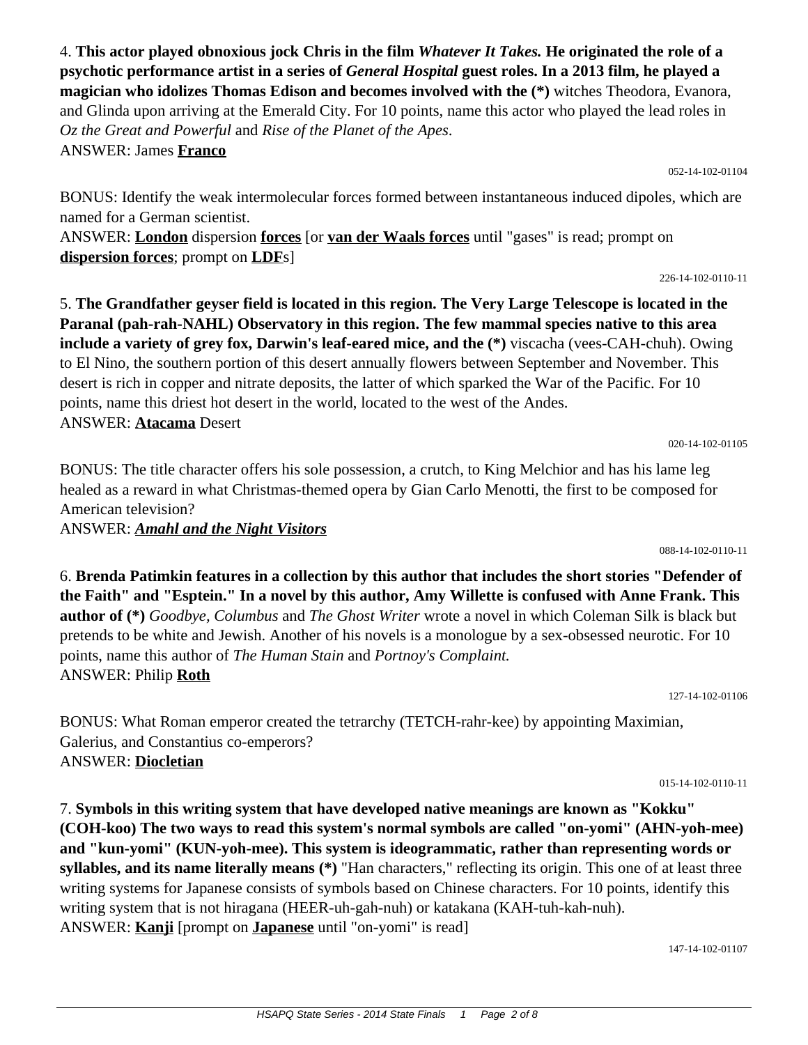4. **This actor played obnoxious jock Chris in the film *Whatever It Takes.* He originated the role of a psychotic performance artist in a series of *General Hospital* guest roles. In a 2013 film, he played a magician who idolizes Thomas Edison and becomes involved with the (*)** witches Theodora, Evanora, and Glinda upon arriving at the Emerald City. For 10 points, name this actor who played the lead roles in *Oz the Great and Powerful* and *Rise of the Planet of the Apes*.
ANSWER: James **Franco**

052-14-102-01104

BONUS: Identify the weak intermolecular forces formed between instantaneous induced dipoles, which are named for a German scientist.
ANSWER: **London** dispersion **forces** [or **van der Waals forces** until "gases" is read; prompt on **dispersion forces**; prompt on **LDF**s]

226-14-102-0110-11

5. **The Grandfather geyser field is located in this region. The Very Large Telescope is located in the Paranal (pah-rah-NAHL) Observatory in this region. The few mammal species native to this area include a variety of grey fox, Darwin's leaf-eared mice, and the (*)** viscacha (vees-CAH-chuh). Owing to El Nino, the southern portion of this desert annually flowers between September and November. This desert is rich in copper and nitrate deposits, the latter of which sparked the War of the Pacific. For 10 points, name this driest hot desert in the world, located to the west of the Andes.
ANSWER: **Atacama** Desert

020-14-102-01105

BONUS: The title character offers his sole possession, a crutch, to King Melchior and has his lame leg healed as a reward in what Christmas-themed opera by Gian Carlo Menotti, the first to be composed for American television?
ANSWER: ***Amahl and the Night Visitors***

088-14-102-0110-11

6. **Brenda Patimkin features in a collection by this author that includes the short stories "Defender of the Faith" and "Esptein." In a novel by this author, Amy Willette is confused with Anne Frank. This author of (*)** *Goodbye, Columbus* and *The Ghost Writer* wrote a novel in which Coleman Silk is black but pretends to be white and Jewish. Another of his novels is a monologue by a sex-obsessed neurotic. For 10 points, name this author of *The Human Stain* and *Portnoy's Complaint.*
ANSWER: Philip **Roth**

127-14-102-01106

BONUS: What Roman emperor created the tetrarchy (TETCH-rahr-kee) by appointing Maximian, Galerius, and Constantius co-emperors?
ANSWER: **Diocletian**

015-14-102-0110-11

7. **Symbols in this writing system that have developed native meanings are known as "Kokku" (COH-koo) The two ways to read this system's normal symbols are called "on-yomi" (AHN-yoh-mee) and "kun-yomi" (KUN-yoh-mee). This system is ideogrammatic, rather than representing words or syllables, and its name literally means (*)** "Han characters," reflecting its origin. This one of at least three writing systems for Japanese consists of symbols based on Chinese characters. For 10 points, identify this writing system that is not hiragana (HEER-uh-gah-nuh) or katakana (KAH-tuh-kah-nuh).
ANSWER: **Kanji** [prompt on **Japanese** until "on-yomi" is read]

147-14-102-01107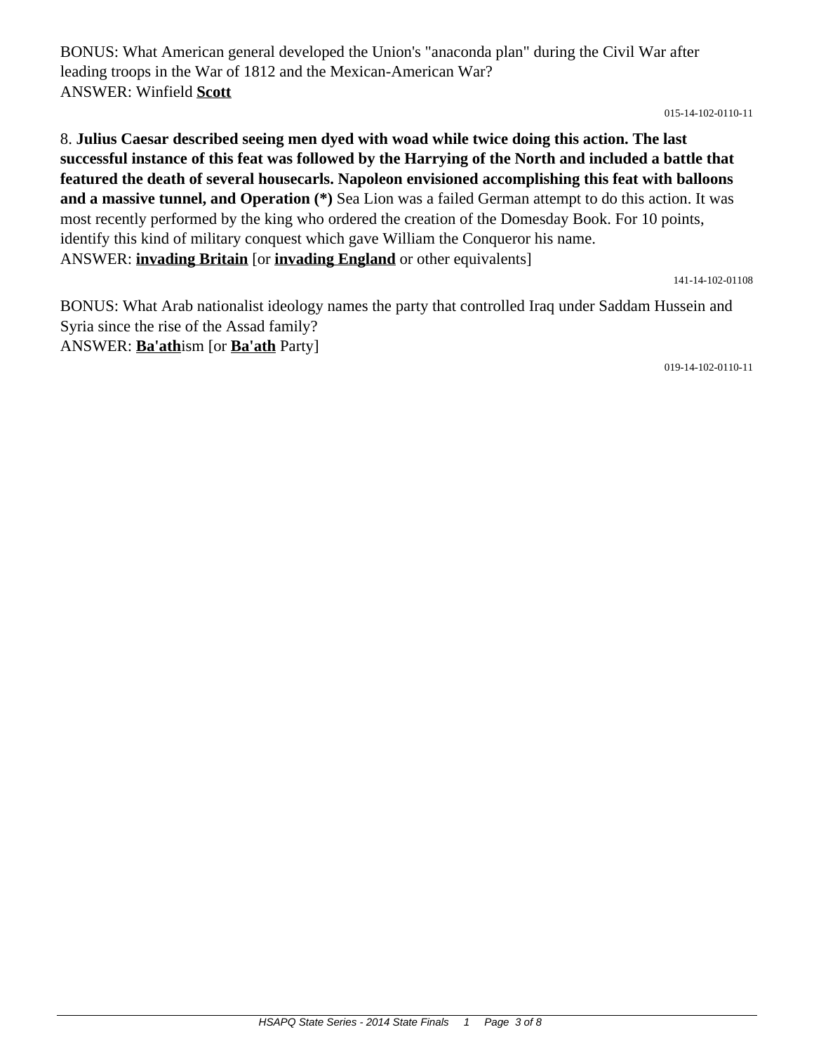BONUS: What American general developed the Union's "anaconda plan" during the Civil War after leading troops in the War of 1812 and the Mexican-American War?
ANSWER: Winfield **Scott**

015-14-102-0110-11

8. **Julius Caesar described seeing men dyed with woad while twice doing this action. The last successful instance of this feat was followed by the Harrying of the North and included a battle that featured the death of several housecarls. Napoleon envisioned accomplishing this feat with balloons and a massive tunnel, and Operation (*)** Sea Lion was a failed German attempt to do this action. It was most recently performed by the king who ordered the creation of the Domesday Book. For 10 points, identify this kind of military conquest which gave William the Conqueror his name.
ANSWER: **invading Britain** [or **invading England** or other equivalents]

141-14-102-01108

BONUS: What Arab nationalist ideology names the party that controlled Iraq under Saddam Hussein and Syria since the rise of the Assad family?
ANSWER: **Ba'ath**ism [or **Ba'ath** Party]

019-14-102-0110-11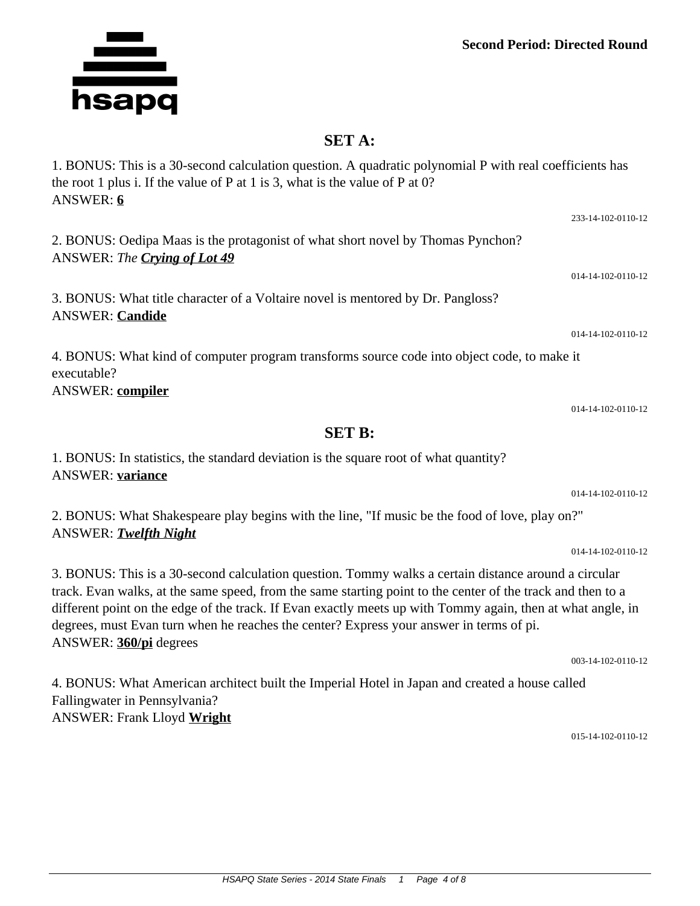**Second Period: Directed Round**

## SET A:

1. BONUS: This is a 30-second calculation question. A quadratic polynomial P with real coefficients has the root 1 plus i. If the value of P at 1 is 3, what is the value of P at 0?
ANSWER: **6**

233-14-102-0110-12

2. BONUS: Oedipa Maas is the protagonist of what short novel by Thomas Pynchon?
ANSWER: *The* ***Crying of Lot 49***

014-14-102-0110-12

3. BONUS: What title character of a Voltaire novel is mentored by Dr. Pangloss?
ANSWER: **Candide**

014-14-102-0110-12

4. BONUS: What kind of computer program transforms source code into object code, to make it executable?
ANSWER: **compiler**

014-14-102-0110-12

## SET B:

1. BONUS: In statistics, the standard deviation is the square root of what quantity?
ANSWER: **variance**

014-14-102-0110-12

2. BONUS: What Shakespeare play begins with the line, "If music be the food of love, play on?"
ANSWER: ***Twelfth Night***

014-14-102-0110-12

3. BONUS: This is a 30-second calculation question. Tommy walks a certain distance around a circular track. Evan walks, at the same speed, from the same starting point to the center of the track and then to a different point on the edge of the track. If Evan exactly meets up with Tommy again, then at what angle, in degrees, must Evan turn when he reaches the center? Express your answer in terms of pi.
ANSWER: **360/pi** degrees

003-14-102-0110-12

4. BONUS: What American architect built the Imperial Hotel in Japan and created a house called Fallingwater in Pennsylvania?
ANSWER: Frank Lloyd **Wright**

015-14-102-0110-12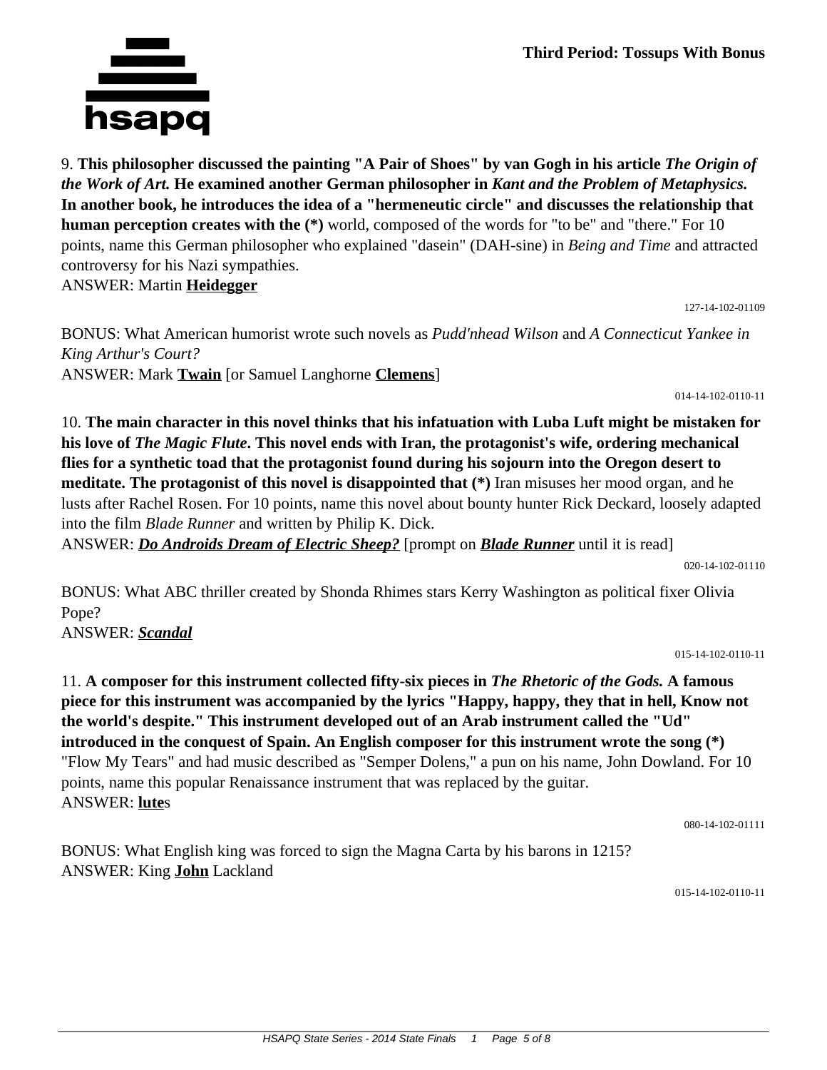9. **This philosopher discussed the painting "A Pair of Shoes" by van Gogh in his article *The Origin of the Work of Art.* He examined another German philosopher in *Kant and the Problem of Metaphysics.* In another book, he introduces the idea of a "hermeneutic circle" and discusses the relationship that human perception creates with the (*)** world, composed of the words for "to be" and "there." For 10 points, name this German philosopher who explained "dasein" (DAH-sine) in *Being and Time* and attracted controversy for his Nazi sympathies.

ANSWER: Martin **Heidegger**

127-14-102-01109

BONUS: What American humorist wrote such novels as *Pudd'nhead Wilson* and *A Connecticut Yankee in King Arthur's Court?*

ANSWER: Mark **Twain** [or Samuel Langhorne **Clemens**]

014-14-102-0110-11

10. **The main character in this novel thinks that his infatuation with Luba Luft might be mistaken for his love of *The Magic Flute*. This novel ends with Iran, the protagonist's wife, ordering mechanical flies for a synthetic toad that the protagonist found during his sojourn into the Oregon desert to meditate. The protagonist of this novel is disappointed that (*)** Iran misuses her mood organ, and he lusts after Rachel Rosen. For 10 points, name this novel about bounty hunter Rick Deckard, loosely adapted into the film *Blade Runner* and written by Philip K. Dick.

ANSWER: ***Do Androids Dream of Electric Sheep?*** [prompt on ***Blade Runner*** until it is read]

020-14-102-01110

BONUS: What ABC thriller created by Shonda Rhimes stars Kerry Washington as political fixer Olivia Pope?

ANSWER: ***Scandal***

015-14-102-0110-11

11. **A composer for this instrument collected fifty-six pieces in *The Rhetoric of the Gods.* A famous piece for this instrument was accompanied by the lyrics "Happy, happy, they that in hell, Know not the world's despite." This instrument developed out of an Arab instrument called the "Ud" introduced in the conquest of Spain. An English composer for this instrument wrote the song (*)** "Flow My Tears" and had music described as "Semper Dolens," a pun on his name, John Dowland. For 10 points, name this popular Renaissance instrument that was replaced by the guitar.

ANSWER: **lute**s

080-14-102-01111

BONUS: What English king was forced to sign the Magna Carta by his barons in 1215?

ANSWER: King **John** Lackland

015-14-102-0110-11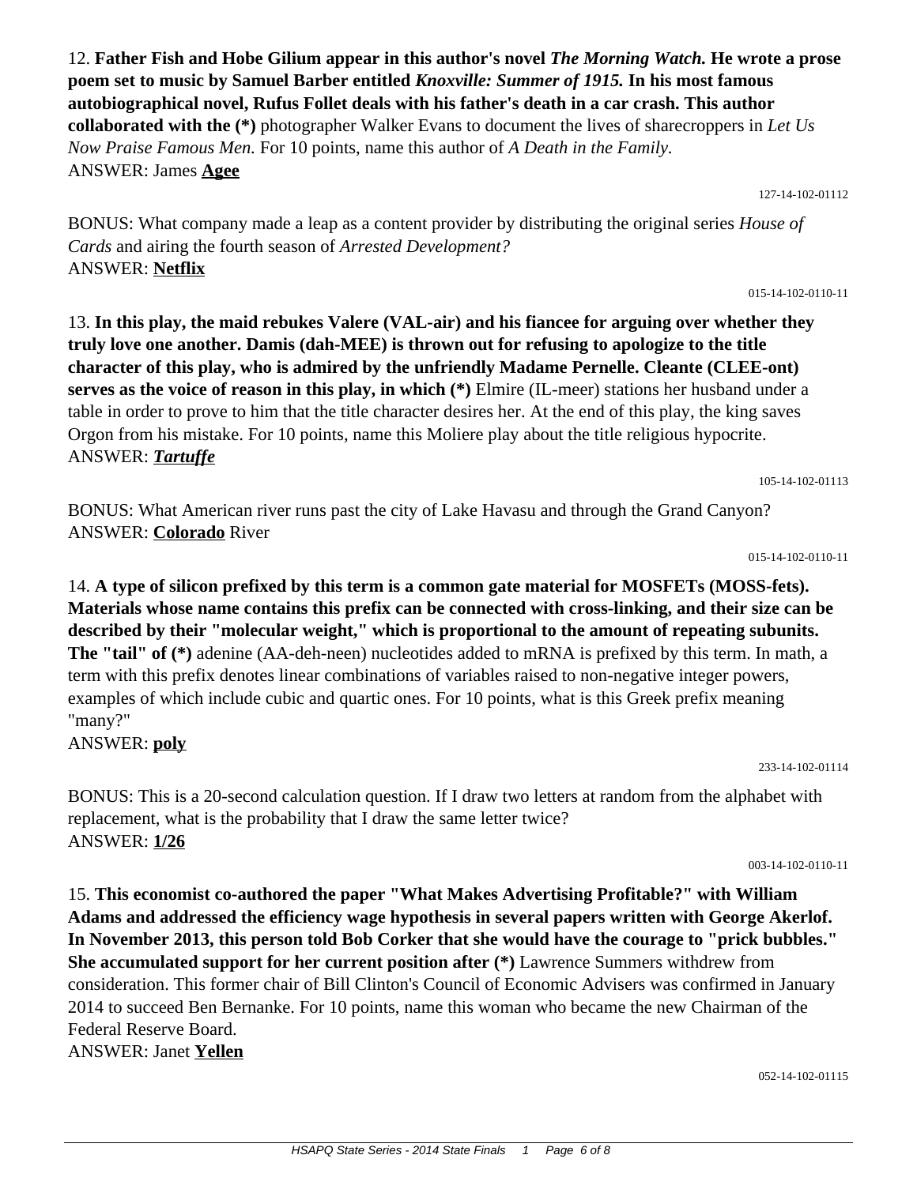12. **Father Fish and Hobe Gilium appear in this author's novel *The Morning Watch.* He wrote a prose poem set to music by Samuel Barber entitled *Knoxville: Summer of 1915.* In his most famous autobiographical novel, Rufus Follet deals with his father's death in a car crash. This author collaborated with the (*)** photographer Walker Evans to document the lives of sharecroppers in *Let Us Now Praise Famous Men.* For 10 points, name this author of *A Death in the Family.*
ANSWER: James **Agee**

127-14-102-01112

BONUS: What company made a leap as a content provider by distributing the original series *House of Cards* and airing the fourth season of *Arrested Development?*
ANSWER: **Netflix**

015-14-102-0110-11

13. **In this play, the maid rebukes Valere (VAL-air) and his fiancee for arguing over whether they truly love one another. Damis (dah-MEE) is thrown out for refusing to apologize to the title character of this play, who is admired by the unfriendly Madame Pernelle. Cleante (CLEE-ont) serves as the voice of reason in this play, in which (*)** Elmire (IL-meer) stations her husband under a table in order to prove to him that the title character desires her. At the end of this play, the king saves Orgon from his mistake. For 10 points, name this Moliere play about the title religious hypocrite.
ANSWER: ***Tartuffe***

105-14-102-01113

BONUS: What American river runs past the city of Lake Havasu and through the Grand Canyon?
ANSWER: **Colorado** River

015-14-102-0110-11

14. **A type of silicon prefixed by this term is a common gate material for MOSFETs (MOSS-fets). Materials whose name contains this prefix can be connected with cross-linking, and their size can be described by their "molecular weight," which is proportional to the amount of repeating subunits. The "tail" of (*)** adenine (AA-deh-neen) nucleotides added to mRNA is prefixed by this term. In math, a term with this prefix denotes linear combinations of variables raised to non-negative integer powers, examples of which include cubic and quartic ones. For 10 points, what is this Greek prefix meaning "many?"
ANSWER: **poly**

233-14-102-01114

BONUS: This is a 20-second calculation question. If I draw two letters at random from the alphabet with replacement, what is the probability that I draw the same letter twice?
ANSWER: **1/26**

003-14-102-0110-11

15. **This economist co-authored the paper "What Makes Advertising Profitable?" with William Adams and addressed the efficiency wage hypothesis in several papers written with George Akerlof. In November 2013, this person told Bob Corker that she would have the courage to "prick bubbles." She accumulated support for her current position after (*)** Lawrence Summers withdrew from consideration. This former chair of Bill Clinton's Council of Economic Advisers was confirmed in January 2014 to succeed Ben Bernanke. For 10 points, name this woman who became the new Chairman of the Federal Reserve Board.
ANSWER: Janet **Yellen**

052-14-102-01115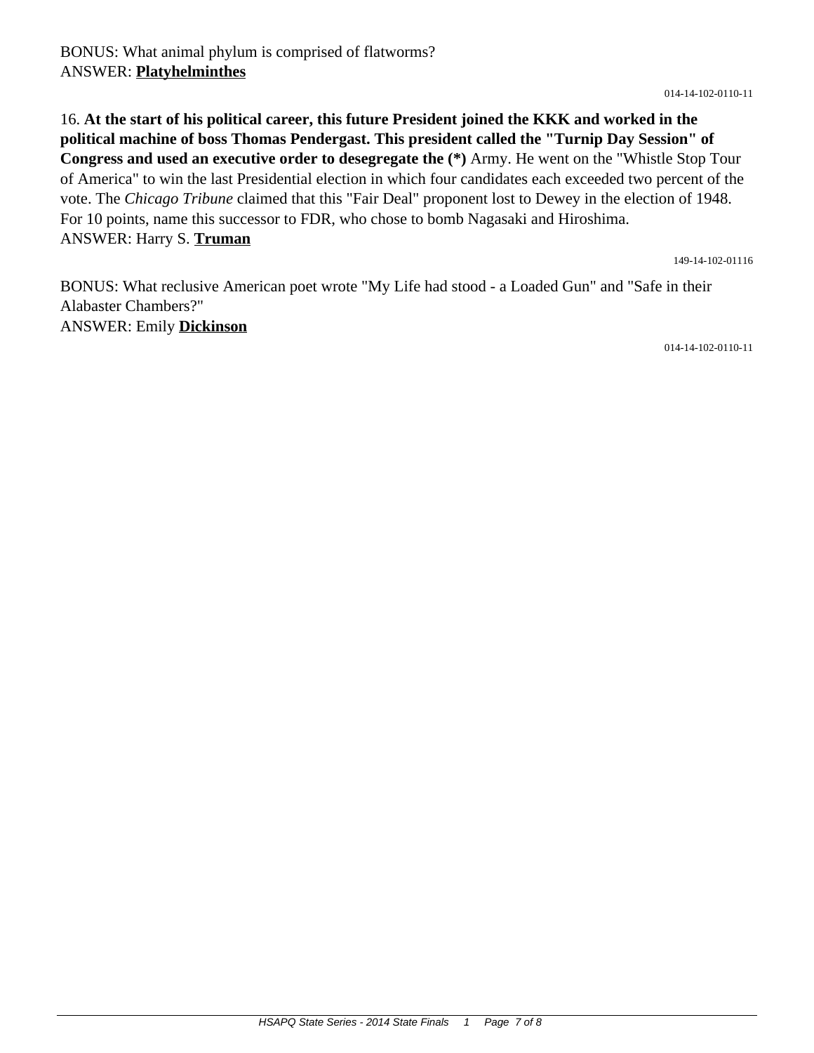BONUS: What animal phylum is comprised of flatworms?
ANSWER: **Platyhelminthes**

014-14-102-0110-11

16. **At the start of his political career, this future President joined the KKK and worked in the political machine of boss Thomas Pendergast. This president called the "Turnip Day Session" of Congress and used an executive order to desegregate the (*)** Army. He went on the "Whistle Stop Tour of America" to win the last Presidential election in which four candidates each exceeded two percent of the vote. The *Chicago Tribune* claimed that this "Fair Deal" proponent lost to Dewey in the election of 1948. For 10 points, name this successor to FDR, who chose to bomb Nagasaki and Hiroshima.
ANSWER: Harry S. **Truman**

149-14-102-01116

BONUS: What reclusive American poet wrote "My Life had stood - a Loaded Gun" and "Safe in their Alabaster Chambers?"
ANSWER: Emily **Dickinson**

014-14-102-0110-11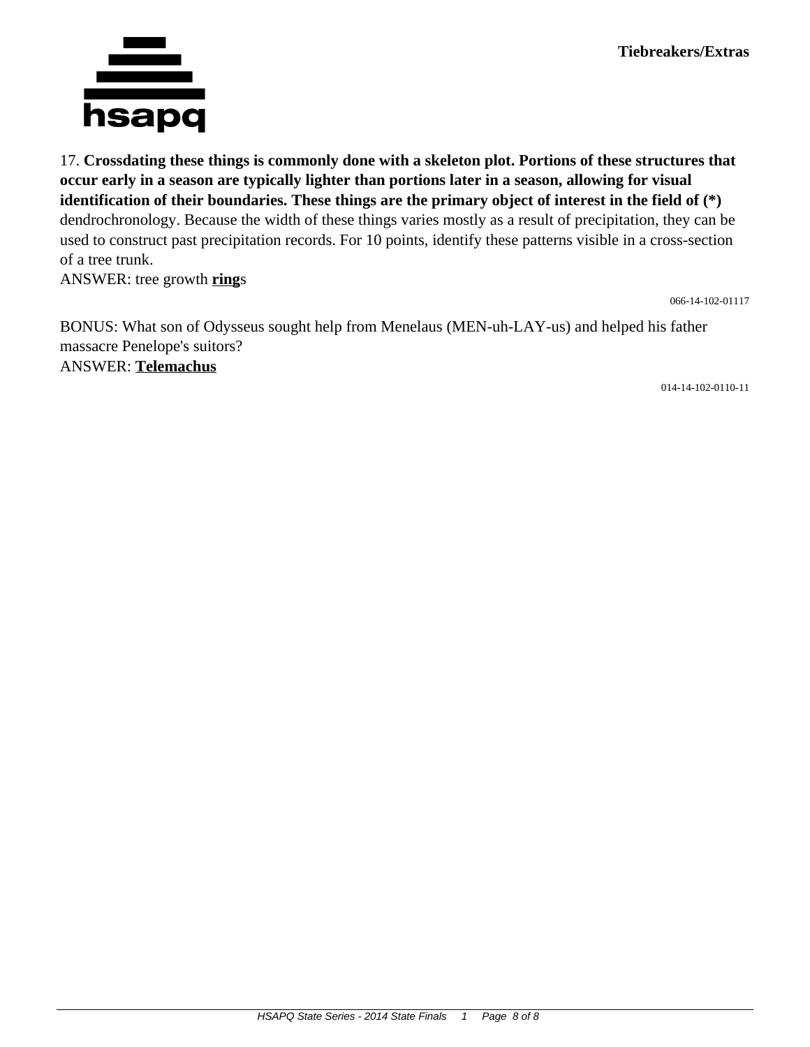**Tiebreakers/Extras**

17. **Crossdating these things is commonly done with a skeleton plot. Portions of these structures that occur early in a season are typically lighter than portions later in a season, allowing for visual identification of their boundaries. These things are the primary object of interest in the field of (*)** dendrochronology. Because the width of these things varies mostly as a result of precipitation, they can be used to construct past precipitation records. For 10 points, identify these patterns visible in a cross-section of a tree trunk.
ANSWER: tree growth **ring**s

066-14-102-01117

BONUS: What son of Odysseus sought help from Menelaus (MEN-uh-LAY-us) and helped his father massacre Penelope's suitors?
ANSWER: **Telemachus**

014-14-102-0110-11